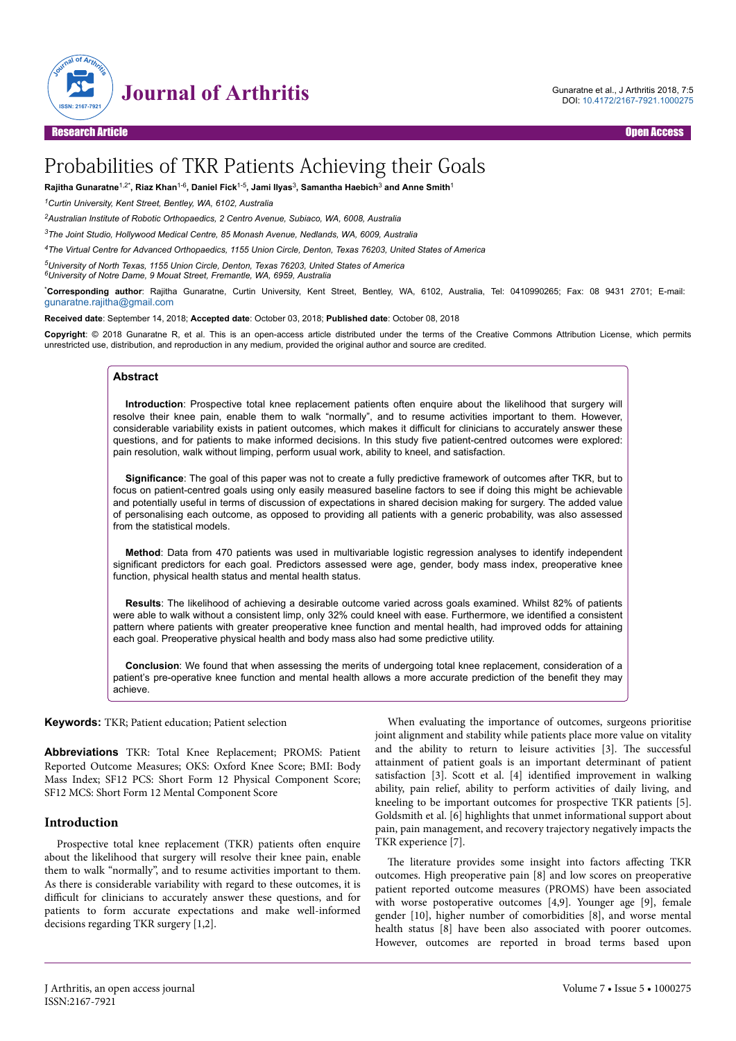Research Article Open Access

# Probabilities of TKR Patients Achieving their Goals

**Rajitha Gunaratne**[1,2*], **Riaz Khan**[1-6], **Daniel Fick**[1-5], **Jami Ilyas**[3], **Samantha Haebich**[3] **and Anne Smith**[1]

[1]*Curtin University, Kent Street, Bentley, WA, 6102, Australia*

[2]*Australian Institute of Robotic Orthopaedics, 2 Centro Avenue, Subiaco, WA, 6008, Australia*

[3]*The Joint Studio, Hollywood Medical Centre, 85 Monash Avenue, Nedlands, WA, 6009, Australia*

[4]*The Virtual Centre for Advanced Orthopaedics, 1155 Union Circle, Denton, Texas 76203, United States of America*

[5]*University of North Texas, 1155 Union Circle, Denton, Texas 76203, United States of America*

[6]*University of Notre Dame, 9 Mouat Street, Fremantle, WA, 6959, Australia*

[*]**Corresponding author**: Rajitha Gunaratne, Curtin University, Kent Street, Bentley, WA, 6102, Australia, Tel: 0410990265; Fax: 08 9431 2701; E-mail: gunaratne.rajitha@gmail.com

**Received date**: September 14, 2018; **Accepted date**: October 03, 2018; **Published date**: October 08, 2018

**Copyright**: © 2018 Gunaratne R, et al. This is an open-access article distributed under the terms of the Creative Commons Attribution License, which permits unrestricted use, distribution, and reproduction in any medium, provided the original author and source are credited.

## Abstract

**Introduction**: Prospective total knee replacement patients often enquire about the likelihood that surgery will resolve their knee pain, enable them to walk "normally", and to resume activities important to them. However, considerable variability exists in patient outcomes, which makes it difficult for clinicians to accurately answer these questions, and for patients to make informed decisions. In this study five patient-centred outcomes were explored: pain resolution, walk without limping, perform usual work, ability to kneel, and satisfaction.

**Significance**: The goal of this paper was not to create a fully predictive framework of outcomes after TKR, but to focus on patient-centred goals using only easily measured baseline factors to see if doing this might be achievable and potentially useful in terms of discussion of expectations in shared decision making for surgery. The added value of personalising each outcome, as opposed to providing all patients with a generic probability, was also assessed from the statistical models.

**Method**: Data from 470 patients was used in multivariable logistic regression analyses to identify independent significant predictors for each goal. Predictors assessed were age, gender, body mass index, preoperative knee function, physical health status and mental health status.

**Results**: The likelihood of achieving a desirable outcome varied across goals examined. Whilst 82% of patients were able to walk without a consistent limp, only 32% could kneel with ease. Furthermore, we identified a consistent pattern where patients with greater preoperative knee function and mental health, had improved odds for attaining each goal. Preoperative physical health and body mass also had some predictive utility.

**Conclusion**: We found that when assessing the merits of undergoing total knee replacement, consideration of a patient's pre-operative knee function and mental health allows a more accurate prediction of the benefit they may achieve.

**Keywords:** TKR; Patient education; Patient selection

**Abbreviations** TKR: Total Knee Replacement; PROMS: Patient Reported Outcome Measures; OKS: Oxford Knee Score; BMI: Body Mass Index; SF12 PCS: Short Form 12 Physical Component Score; SF12 MCS: Short Form 12 Mental Component Score

## Introduction

Prospective total knee replacement (TKR) patients often enquire about the likelihood that surgery will resolve their knee pain, enable them to walk "normally", and to resume activities important to them. As there is considerable variability with regard to these outcomes, it is difficult for clinicians to accurately answer these questions, and for patients to form accurate expectations and make well-informed decisions regarding TKR surgery [1,2].

When evaluating the importance of outcomes, surgeons prioritise joint alignment and stability while patients place more value on vitality and the ability to return to leisure activities [3]. The successful attainment of patient goals is an important determinant of patient satisfaction [3]. Scott et al. [4] identified improvement in walking ability, pain relief, ability to perform activities of daily living, and kneeling to be important outcomes for prospective TKR patients [5]. Goldsmith et al. [6] highlights that unmet informational support about pain, pain management, and recovery trajectory negatively impacts the TKR experience [7].

The literature provides some insight into factors affecting TKR outcomes. High preoperative pain [8] and low scores on preoperative patient reported outcome measures (PROMS) have been associated with worse postoperative outcomes [4,9]. Younger age [9], female gender [10], higher number of comorbidities [8], and worse mental health status [8] have been also associated with poorer outcomes. However, outcomes are reported in broad terms based upon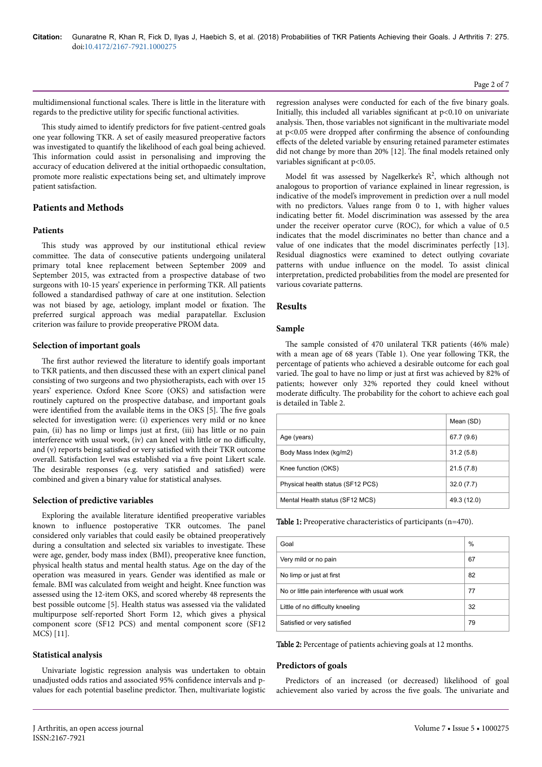multidimensional functional scales. There is little in the literature with regards to the predictive utility for specific functional activities.

This study aimed to identify predictors for five patient-centred goals one year following TKR. A set of easily measured preoperative factors was investigated to quantify the likelihood of each goal being achieved. This information could assist in personalising and improving the accuracy of education delivered at the initial orthopaedic consultation, promote more realistic expectations being set, and ultimately improve patient satisfaction.

## Patients and Methods

### Patients

This study was approved by our institutional ethical review committee. The data of consecutive patients undergoing unilateral primary total knee replacement between September 2009 and September 2015, was extracted from a prospective database of two surgeons with 10-15 years' experience in performing TKR. All patients followed a standardised pathway of care at one institution. Selection was not biased by age, aetiology, implant model or fixation. The preferred surgical approach was medial parapatellar. Exclusion criterion was failure to provide preoperative PROM data.

### Selection of important goals

The first author reviewed the literature to identify goals important to TKR patients, and then discussed these with an expert clinical panel consisting of two surgeons and two physiotherapists, each with over 15 years' experience. Oxford Knee Score (OKS) and satisfaction were routinely captured on the prospective database, and important goals were identified from the available items in the OKS [5]. The five goals selected for investigation were: (i) experiences very mild or no knee pain, (ii) has no limp or limps just at first, (iii) has little or no pain interference with usual work, (iv) can kneel with little or no difficulty, and (v) reports being satisfied or very satisfied with their TKR outcome overall. Satisfaction level was established via a five point Likert scale. The desirable responses (e.g. very satisfied and satisfied) were combined and given a binary value for statistical analyses.

### Selection of predictive variables

Exploring the available literature identified preoperative variables known to influence postoperative TKR outcomes. The panel considered only variables that could easily be obtained preoperatively during a consultation and selected six variables to investigate. These were age, gender, body mass index (BMI), preoperative knee function, physical health status and mental health status. Age on the day of the operation was measured in years. Gender was identified as male or female. BMI was calculated from weight and height. Knee function was assessed using the 12-item OKS, and scored whereby 48 represents the best possible outcome [5]. Health status was assessed via the validated multipurpose self-reported Short Form 12, which gives a physical component score (SF12 PCS) and mental component score (SF12 MCS) [11].

### Statistical analysis

Univariate logistic regression analysis was undertaken to obtain unadjusted odds ratios and associated 95% confidence intervals and p-values for each potential baseline predictor. Then, multivariate logistic regression analyses were conducted for each of the five binary goals. Initially, this included all variables significant at $p<0.10$ on univariate analysis. Then, those variables not significant in the multivariate model at $p<0.05$ were dropped after confirming the absence of confounding effects of the deleted variable by ensuring retained parameter estimates did not change by more than 20% [12]. The final models retained only variables significant at $p<0.05$.

Model fit was assessed by Nagelkerke's $R^2$, which although not analogous to proportion of variance explained in linear regression, is indicative of the model's improvement in prediction over a null model with no predictors. Values range from 0 to 1, with higher values indicating better fit. Model discrimination was assessed by the area under the receiver operator curve (ROC), for which a value of 0.5 indicates that the model discriminates no better than chance and a value of one indicates that the model discriminates perfectly [13]. Residual diagnostics were examined to detect outlying covariate patterns with undue influence on the model. To assist clinical interpretation, predicted probabilities from the model are presented for various covariate patterns.

## Results

### Sample

The sample consisted of 470 unilateral TKR patients (46% male) with a mean age of 68 years (Table 1). One year following TKR, the percentage of patients who achieved a desirable outcome for each goal varied. The goal to have no limp or just at first was achieved by 82% of patients; however only 32% reported they could kneel without moderate difficulty. The probability for the cohort to achieve each goal is detailed in Table 2.

| | Mean (SD) |
|---|---|
| Age (years) | 67.7 (9.6) |
| Body Mass Index (kg/m2) | 31.2 (5.8) |
| Knee function (OKS) | 21.5 (7.8) |
| Physical health status (SF12 PCS) | 32.0 (7.7) |
| Mental Health status (SF12 MCS) | 49.3 (12.0) |

**Table 1:** Preoperative characteristics of participants (n=470).

| Goal | % |
|---|---|
| Very mild or no pain | 67 |
| No limp or just at first | 82 |
| No or little pain interference with usual work | 77 |
| Little of no difficulty kneeling | 32 |
| Satisfied or very satisfied | 79 |

**Table 2:** Percentage of patients achieving goals at 12 months.

### Predictors of goals

Predictors of an increased (or decreased) likelihood of goal achievement also varied by across the five goals. The univariate and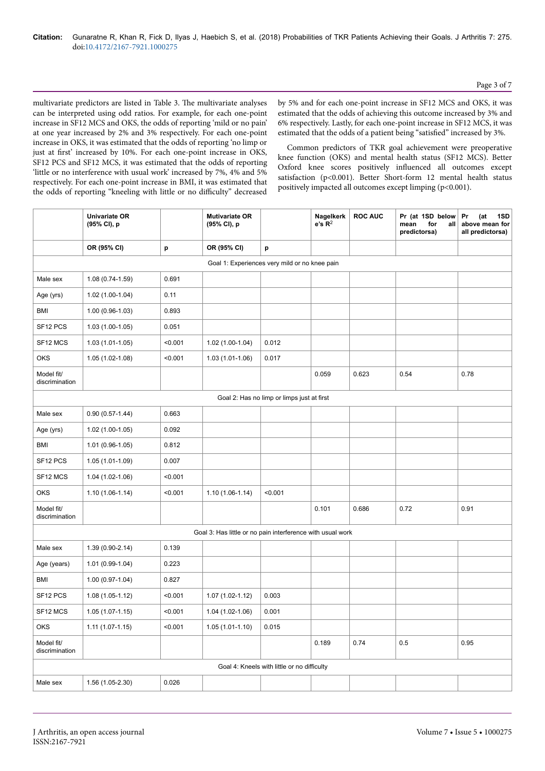multivariate predictors are listed in Table 3. The multivariate analyses can be interpreted using odd ratios. For example, for each one-point increase in SF12 MCS and OKS, the odds of reporting 'mild or no pain' at one year increased by 2% and 3% respectively. For each one-point increase in OKS, it was estimated that the odds of reporting 'no limp or just at first' increased by 10%. For each one-point increase in OKS, SF12 PCS and SF12 MCS, it was estimated that the odds of reporting 'little or no interference with usual work' increased by 7%, 4% and 5% respectively. For each one-point increase in BMI, it was estimated that the odds of reporting "kneeling with little or no difficulty" decreased by 5% and for each one-point increase in SF12 MCS and OKS, it was estimated that the odds of achieving this outcome increased by 3% and 6% respectively. Lastly, for each one-point increase in SF12 MCS, it was estimated that the odds of a patient being "satisfied" increased by 3%.

Common predictors of TKR goal achievement were preoperative knee function (OKS) and mental health status (SF12 MCS). Better Oxford knee scores positively influenced all outcomes except satisfaction (p<0.001). Better Short-form 12 mental health status positively impacted all outcomes except limping (p<0.001).

| | Univariate OR (95% CI), p | | Mutivariate OR (95% CI), p | | Nagelkerke's $R^2$ | ROC AUC | Pr (at 1SD below mean for all predictorsa) | Pr (at 1SD above mean for all predictorsa) |
|---|---|---|---|---|---|---|---|---|
| | OR (95% CI) | p | OR (95% CI) | p | | | | |
| Goal 1: Experiences very mild or no knee pain | | | | | | | | |
| Male sex | 1.08 (0.74-1.59) | 0.691 | | | | | | |
| Age (yrs) | 1.02 (1.00-1.04) | 0.11 | | | | | | |
| BMI | 1.00 (0.96-1.03) | 0.893 | | | | | | |
| SF12 PCS | 1.03 (1.00-1.05) | 0.051 | | | | | | |
| SF12 MCS | 1.03 (1.01-1.05) | <0.001 | 1.02 (1.00-1.04) | 0.012 | | | | |
| OKS | 1.05 (1.02-1.08) | <0.001 | 1.03 (1.01-1.06) | 0.017 | | | | |
| Model fit/ discrimination | | | | | 0.059 | 0.623 | 0.54 | 0.78 |
| Goal 2: Has no limp or limps just at first | | | | | | | | |
| Male sex | 0.90 (0.57-1.44) | 0.663 | | | | | | |
| Age (yrs) | 1.02 (1.00-1.05) | 0.092 | | | | | | |
| BMI | 1.01 (0.96-1.05) | 0.812 | | | | | | |
| SF12 PCS | 1.05 (1.01-1.09) | 0.007 | | | | | | |
| SF12 MCS | 1.04 (1.02-1.06) | <0.001 | | | | | | |
| OKS | 1.10 (1.06-1.14) | <0.001 | 1.10 (1.06-1.14) | <0.001 | | | | |
| Model fit/ discrimination | | | | | 0.101 | 0.686 | 0.72 | 0.91 |
| Goal 3: Has little or no pain interference with usual work | | | | | | | | |
| Male sex | 1.39 (0.90-2.14) | 0.139 | | | | | | |
| Age (years) | 1.01 (0.99-1.04) | 0.223 | | | | | | |
| BMI | 1.00 (0.97-1.04) | 0.827 | | | | | | |
| SF12 PCS | 1.08 (1.05-1.12) | <0.001 | 1.07 (1.02-1.12) | 0.003 | | | | |
| SF12 MCS | 1.05 (1.07-1.15) | <0.001 | 1.04 (1.02-1.06) | 0.001 | | | | |
| OKS | 1.11 (1.07-1.15) | <0.001 | 1.05 (1.01-1.10) | 0.015 | | | | |
| Model fit/ discrimination | | | | | 0.189 | 0.74 | 0.5 | 0.95 |
| Goal 4: Kneels with little or no difficulty | | | | | | | | |
| Male sex | 1.56 (1.05-2.30) | 0.026 | | | | | | |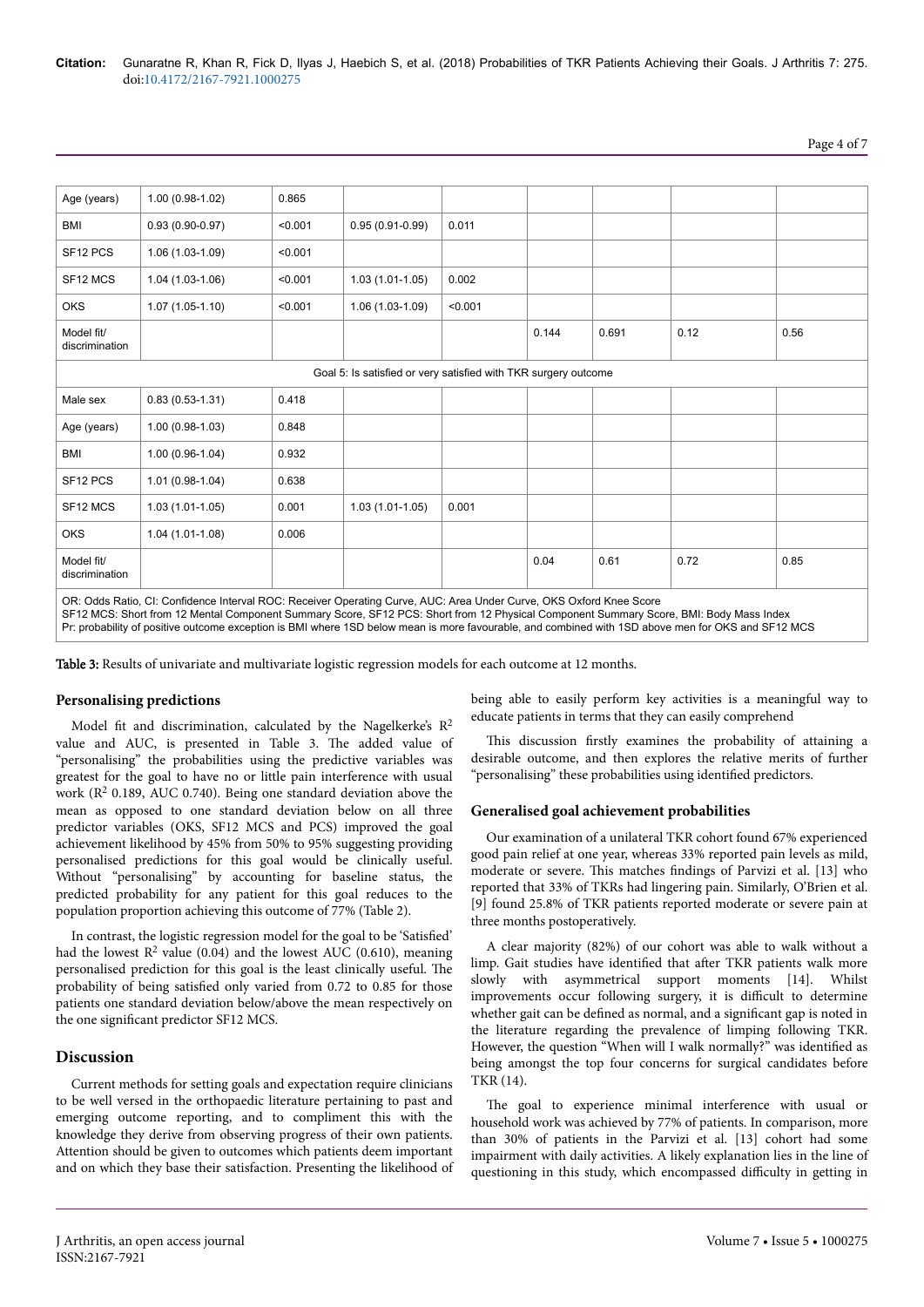| | | | | | | | | |
|---|---|---|---|---|---|---|---|---|
| Age (years) | 1.00 (0.98-1.02) | 0.865 | | | | | | |
| BMI | 0.93 (0.90-0.97) | <0.001 | 0.95 (0.91-0.99) | 0.011 | | | | |
| SF12 PCS | 1.06 (1.03-1.09) | <0.001 | | | | | | |
| SF12 MCS | 1.04 (1.03-1.06) | <0.001 | 1.03 (1.01-1.05) | 0.002 | | | | |
| OKS | 1.07 (1.05-1.10) | <0.001 | 1.06 (1.03-1.09) | <0.001 | | | | |
| Model fit/ discrimination | | | | | 0.144 | 0.691 | 0.12 | 0.56 |
| Goal 5: Is satisfied or very satisfied with TKR surgery outcome | | | | | | | | |
| Male sex | 0.83 (0.53-1.31) | 0.418 | | | | | | |
| Age (years) | 1.00 (0.98-1.03) | 0.848 | | | | | | |
| BMI | 1.00 (0.96-1.04) | 0.932 | | | | | | |
| SF12 PCS | 1.01 (0.98-1.04) | 0.638 | | | | | | |
| SF12 MCS | 1.03 (1.01-1.05) | 0.001 | 1.03 (1.01-1.05) | 0.001 | | | | |
| OKS | 1.04 (1.01-1.08) | 0.006 | | | | | | |
| Model fit/ discrimination | | | | | 0.04 | 0.61 | 0.72 | 0.85 |

OR: Odds Ratio, CI: Confidence Interval ROC: Receiver Operating Curve, AUC: Area Under Curve, OKS Oxford Knee Score
SF12 MCS: Short from 12 Mental Component Summary Score, SF12 PCS: Short from 12 Physical Component Summary Score, BMI: Body Mass Index
Pr: probability of positive outcome exception is BMI where 1SD below mean is more favourable, and combined with 1SD above men for OKS and SF12 MCS

**Table 3:** Results of univariate and multivariate logistic regression models for each outcome at 12 months.

## Personalising predictions

Model fit and discrimination, calculated by the Nagelkerke's $R^2$ value and AUC, is presented in Table 3. The added value of "personalising" the probabilities using the predictive variables was greatest for the goal to have no or little pain interference with usual work ($R^2$ 0.189, AUC 0.740). Being one standard deviation above the mean as opposed to one standard deviation below on all three predictor variables (OKS, SF12 MCS and PCS) improved the goal achievement likelihood by 45% from 50% to 95% suggesting providing personalised predictions for this goal would be clinically useful. Without "personalising" by accounting for baseline status, the predicted probability for any patient for this goal reduces to the population proportion achieving this outcome of 77% (Table 2).

In contrast, the logistic regression model for the goal to be 'Satisfied' had the lowest $R^2$ value (0.04) and the lowest AUC (0.610), meaning personalised prediction for this goal is the least clinically useful. The probability of being satisfied only varied from 0.72 to 0.85 for those patients one standard deviation below/above the mean respectively on the one significant predictor SF12 MCS.

## Discussion

Current methods for setting goals and expectation require clinicians to be well versed in the orthopaedic literature pertaining to past and emerging outcome reporting, and to compliment this with the knowledge they derive from observing progress of their own patients. Attention should be given to outcomes which patients deem important and on which they base their satisfaction. Presenting the likelihood of being able to easily perform key activities is a meaningful way to educate patients in terms that they can easily comprehend

This discussion firstly examines the probability of attaining a desirable outcome, and then explores the relative merits of further "personalising" these probabilities using identified predictors.

### Generalised goal achievement probabilities

Our examination of a unilateral TKR cohort found 67% experienced good pain relief at one year, whereas 33% reported pain levels as mild, moderate or severe. This matches findings of Parvizi et al. [13] who reported that 33% of TKRs had lingering pain. Similarly, O'Brien et al. [9] found 25.8% of TKR patients reported moderate or severe pain at three months postoperatively.

A clear majority (82%) of our cohort was able to walk without a limp. Gait studies have identified that after TKR patients walk more slowly with asymmetrical support moments [14]. Whilst improvements occur following surgery, it is difficult to determine whether gait can be defined as normal, and a significant gap is noted in the literature regarding the prevalence of limping following TKR. However, the question "When will I walk normally?" was identified as being amongst the top four concerns for surgical candidates before TKR (14).

The goal to experience minimal interference with usual or household work was achieved by 77% of patients. In comparison, more than 30% of patients in the Parvizi et al. [13] cohort had some impairment with daily activities. A likely explanation lies in the line of questioning in this study, which encompassed difficulty in getting in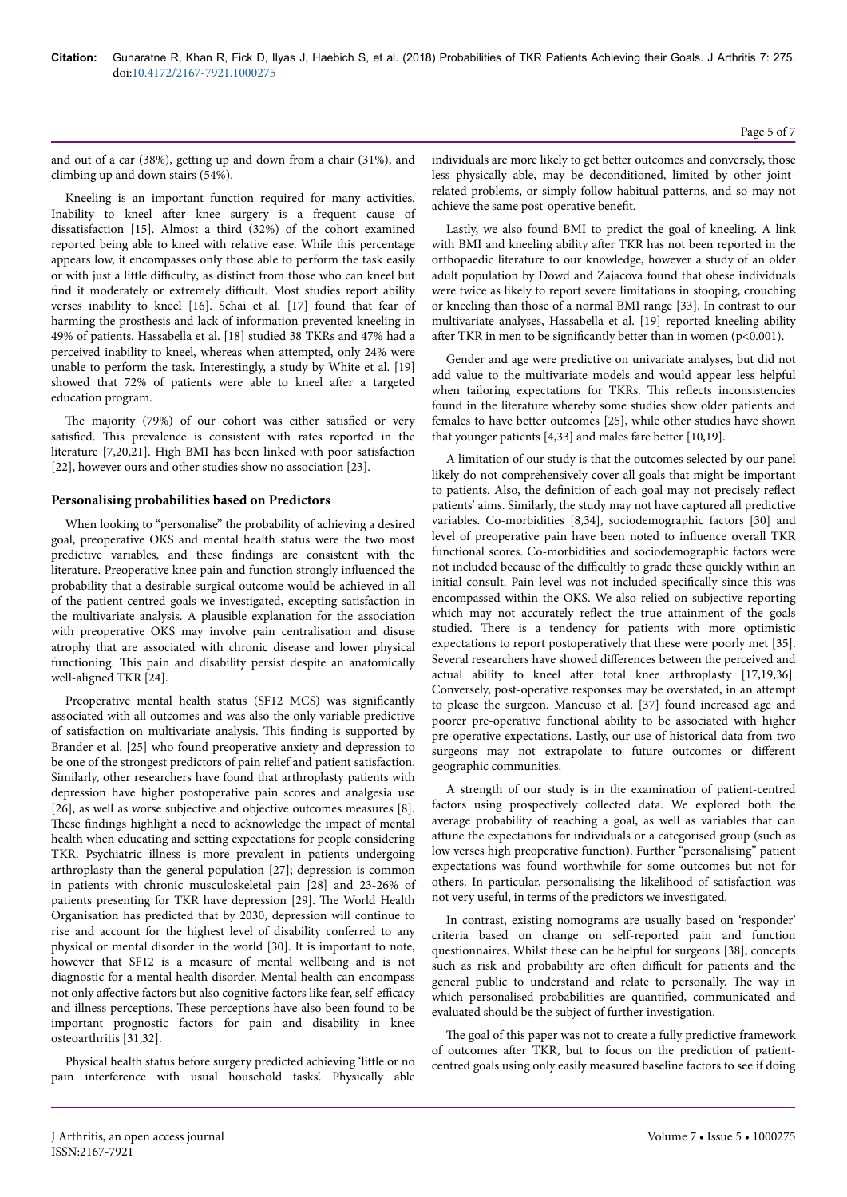and out of a car (38%), getting up and down from a chair (31%), and climbing up and down stairs (54%).

Kneeling is an important function required for many activities. Inability to kneel after knee surgery is a frequent cause of dissatisfaction [15]. Almost a third (32%) of the cohort examined reported being able to kneel with relative ease. While this percentage appears low, it encompasses only those able to perform the task easily or with just a little difficulty, as distinct from those who can kneel but find it moderately or extremely difficult. Most studies report ability verses inability to kneel [16]. Schai et al. [17] found that fear of harming the prosthesis and lack of information prevented kneeling in 49% of patients. Hassabella et al. [18] studied 38 TKRs and 47% had a perceived inability to kneel, whereas when attempted, only 24% were unable to perform the task. Interestingly, a study by White et al. [19] showed that 72% of patients were able to kneel after a targeted education program.

The majority (79%) of our cohort was either satisfied or very satisfied. This prevalence is consistent with rates reported in the literature [7,20,21]. High BMI has been linked with poor satisfaction [22], however ours and other studies show no association [23].

### Personalising probabilities based on Predictors

When looking to "personalise" the probability of achieving a desired goal, preoperative OKS and mental health status were the two most predictive variables, and these findings are consistent with the literature. Preoperative knee pain and function strongly influenced the probability that a desirable surgical outcome would be achieved in all of the patient-centred goals we investigated, excepting satisfaction in the multivariate analysis. A plausible explanation for the association with preoperative OKS may involve pain centralisation and disuse atrophy that are associated with chronic disease and lower physical functioning. This pain and disability persist despite an anatomically well-aligned TKR [24].

Preoperative mental health status (SF12 MCS) was significantly associated with all outcomes and was also the only variable predictive of satisfaction on multivariate analysis. This finding is supported by Brander et al. [25] who found preoperative anxiety and depression to be one of the strongest predictors of pain relief and patient satisfaction. Similarly, other researchers have found that arthroplasty patients with depression have higher postoperative pain scores and analgesia use [26], as well as worse subjective and objective outcomes measures [8]. These findings highlight a need to acknowledge the impact of mental health when educating and setting expectations for people considering TKR. Psychiatric illness is more prevalent in patients undergoing arthroplasty than the general population [27]; depression is common in patients with chronic musculoskeletal pain [28] and 23-26% of patients presenting for TKR have depression [29]. The World Health Organisation has predicted that by 2030, depression will continue to rise and account for the highest level of disability conferred to any physical or mental disorder in the world [30]. It is important to note, however that SF12 is a measure of mental wellbeing and is not diagnostic for a mental health disorder. Mental health can encompass not only affective factors but also cognitive factors like fear, self-efficacy and illness perceptions. These perceptions have also been found to be important prognostic factors for pain and disability in knee osteoarthritis [31,32].

Physical health status before surgery predicted achieving 'little or no pain interference with usual household tasks'. Physically able individuals are more likely to get better outcomes and conversely, those less physically able, may be deconditioned, limited by other joint-related problems, or simply follow habitual patterns, and so may not achieve the same post-operative benefit.

Lastly, we also found BMI to predict the goal of kneeling. A link with BMI and kneeling ability after TKR has not been reported in the orthopaedic literature to our knowledge, however a study of an older adult population by Dowd and Zajacova found that obese individuals were twice as likely to report severe limitations in stooping, crouching or kneeling than those of a normal BMI range [33]. In contrast to our multivariate analyses, Hassabella et al. [19] reported kneeling ability after TKR in men to be significantly better than in women ($p<0.001$).

Gender and age were predictive on univariate analyses, but did not add value to the multivariate models and would appear less helpful when tailoring expectations for TKRs. This reflects inconsistencies found in the literature whereby some studies show older patients and females to have better outcomes [25], while other studies have shown that younger patients [4,33] and males fare better [10,19].

A limitation of our study is that the outcomes selected by our panel likely do not comprehensively cover all goals that might be important to patients. Also, the definition of each goal may not precisely reflect patients' aims. Similarly, the study may not have captured all predictive variables. Co-morbidities [8,34], sociodemographic factors [30] and level of preoperative pain have been noted to influence overall TKR functional scores. Co-morbidities and sociodemographic factors were not included because of the difficultly to grade these quickly within an initial consult. Pain level was not included specifically since this was encompassed within the OKS. We also relied on subjective reporting which may not accurately reflect the true attainment of the goals studied. There is a tendency for patients with more optimistic expectations to report postoperatively that these were poorly met [35]. Several researchers have showed differences between the perceived and actual ability to kneel after total knee arthroplasty [17,19,36]. Conversely, post-operative responses may be overstated, in an attempt to please the surgeon. Mancuso et al. [37] found increased age and poorer pre-operative functional ability to be associated with higher pre-operative expectations. Lastly, our use of historical data from two surgeons may not extrapolate to future outcomes or different geographic communities.

A strength of our study is in the examination of patient-centred factors using prospectively collected data. We explored both the average probability of reaching a goal, as well as variables that can attune the expectations for individuals or a categorised group (such as low verses high preoperative function). Further "personalising" patient expectations was found worthwhile for some outcomes but not for others. In particular, personalising the likelihood of satisfaction was not very useful, in terms of the predictors we investigated.

In contrast, existing nomograms are usually based on 'responder' criteria based on change on self-reported pain and function questionnaires. Whilst these can be helpful for surgeons [38], concepts such as risk and probability are often difficult for patients and the general public to understand and relate to personally. The way in which personalised probabilities are quantified, communicated and evaluated should be the subject of further investigation.

The goal of this paper was not to create a fully predictive framework of outcomes after TKR, but to focus on the prediction of patient-centred goals using only easily measured baseline factors to see if doing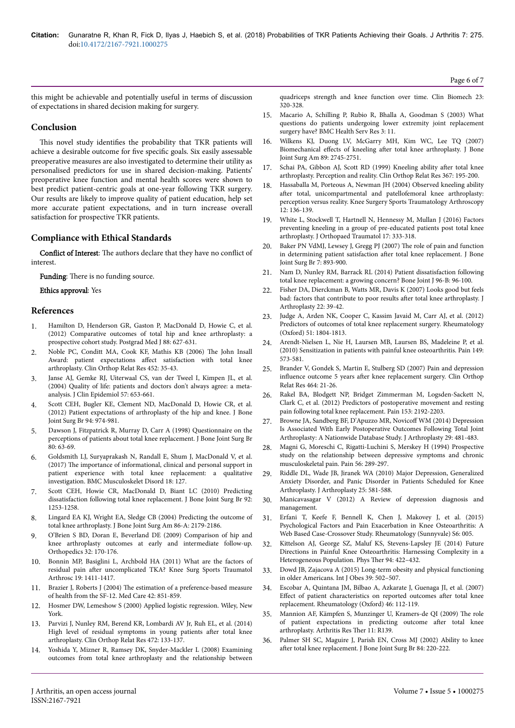this might be achievable and potentially useful in terms of discussion of expectations in shared decision making for surgery.

## Conclusion

This novel study identifies the probability that TKR patients will achieve a desirable outcome for five specific goals. Six easily assessable preoperative measures are also investigated to determine their utility as personalised predictors for use in shared decision-making. Patients' preoperative knee function and mental health scores were shown to best predict patient-centric goals at one-year following TKR surgery. Our results are likely to improve quality of patient education, help set more accurate patient expectations, and in turn increase overall satisfaction for prospective TKR patients.

## Compliance with Ethical Standards

**Conflict of Interest**: The authors declare that they have no conflict of interest.

**Funding**: There is no funding source.

**Ethics approval**: Yes

## References

1. Hamilton D, Henderson GR, Gaston P, MacDonald D, Howie C, et al. (2012) Comparative outcomes of total hip and knee arthroplasty: a prospective cohort study. Postgrad Med J 88: 627-631.
2. Noble PC, Conditt MA, Cook KF, Mathis KB (2006) The John Insall Award: patient expectations affect satisfaction with total knee arthroplasty. Clin Orthop Relat Res 452: 35-43.
3. Janse AJ, Gemke RJ, Uiterwaal CS, van der Tweel I, Kimpen JL, et al. (2004) Quality of life: patients and doctors don't always agree: a meta-analysis. J Clin Epidemiol 57: 653-661.
4. Scott CEH, Bugler KE, Clement ND, MacDonald D, Howie CR, et al. (2012) Patient expectations of arthroplasty of the hip and knee. J Bone Joint Surg Br 94: 974-981.
5. Dawson J, Fitzpatrick R, Murray D, Carr A (1998) Questionnaire on the perceptions of patients about total knee replacement. J Bone Joint Surg Br 80: 63-69.
6. Goldsmith LJ, Suryaprakash N, Randall E, Shum J, MacDonald V, et al. (2017) The importance of informational, clinical and personal support in patient experience with total knee replacement: a qualitative investigation. BMC Musculoskelet Disord 18: 127.
7. Scott CEH, Howie CR, MacDonald D, Biant LC (2010) Predicting dissatisfaction following total knee replacement. J Bone Joint Surg Br 92: 1253-1258.
8. Lingard EA KJ, Wright EA, Sledge CB (2004) Predicting the outcome of total knee arthroplasty. J Bone Joint Surg Am 86-A: 2179-2186.
9. O'Brien S BD, Doran E, Beverland DE (2009) Comparison of hip and knee arthroplasty outcomes at early and intermediate follow-up. Orthopedics 32: 170-176.
10. Bonnin MP, Basiglini L, Archbold HA (2011) What are the factors of residual pain after uncomplicated TKA? Knee Surg Sports Traumatol Arthrosc 19: 1411-1417.
11. Brazier J, Roberts J (2004) The estimation of a preference-based measure of health from the SF-12. Med Care 42: 851-859.
12. Hosmer DW, Lemeshow S (2000) Applied logistic regression. Wiley, New York.
13. Parvizi J, Nunley RM, Berend KR, Lombardi AV Jr, Ruh EL, et al. (2014) High level of residual symptoms in young patients after total knee arthroplasty. Clin Orthop Relat Res 472: 133-137.
14. Yoshida Y, Mizner R, Ramsey DK, Snyder-Mackler L (2008) Examining outcomes from total knee arthroplasty and the relationship between quadriceps strength and knee function over time. Clin Biomech 23: 320-328.
15. Macario A, Schilling P, Rubio R, Bhalla A, Goodman S (2003) What questions do patients undergoing lower extremity joint replacement surgery have? BMC Health Serv Res 3: 11.
16. Wilkens KJ, Duong LV, McGarry MH, Kim WC, Lee TQ (2007) Biomechanical effects of kneeling after total knee arthroplasty. J Bone Joint Surg Am 89: 2745-2751.
17. Schai PA, Gibbon AJ, Scott RD (1999) Kneeling ability after total knee arthroplasty. Perception and reality. Clin Orthop Relat Res 367: 195-200.
18. Hassaballa M, Porteous A, Newman JH (2004) Observed kneeling ability after total, unicompartmental and patellofemoral knee arthroplasty: perception versus reality. Knee Surgery Sports Traumatology Arthroscopy 12: 136-139.
19. White L, Stockwell T, Hartnell N, Hennessy M, Mullan J (2016) Factors preventing kneeling in a group of pre-educated patients post total knee arthroplasty. J Orthopaed Traumatol 17: 333-318.
20. Baker PN VdMJ, Lewsey J, Gregg PJ (2007) The role of pain and function in determining patient satisfaction after total knee replacement. J Bone Joint Surg Br 7: 893-900.
21. Nam D, Nunley RM, Barrack RL (2014) Patient dissatisfaction following total knee replacement: a growing concern? Bone Joint J 96-B: 96-100.
22. Fisher DA, Dierckman B, Watts MR, Davis K (2007) Looks good but feels bad: factors that contribute to poor results after total knee arthroplasty. J Arthroplasty 22: 39-42.
23. Judge A, Arden NK, Cooper C, Kassim Javaid M, Carr AJ, et al. (2012) Predictors of outcomes of total knee replacement surgery. Rheumatology (Oxford) 51: 1804-1813.
24. Arendt-Nielsen L, Nie H, Laursen MB, Laursen BS, Madeleine P, et al. (2010) Sensitization in patients with painful knee osteoarthritis. Pain 149: 573-581.
25. Brander V, Gondek S, Martin E, Stulberg SD (2007) Pain and depression influence outcome 5 years after knee replacement surgery. Clin Orthop Relat Res 464: 21-26.
26. Rakel BA, Blodgett NP, Bridget Zimmerman M, Logsden-Sackett N, Clark C, et al. (2012) Predictors of postoperative movement and resting pain following total knee replacement. Pain 153: 2192-2203.
27. Browne JA, Sandberg BF, D'Apuzzo MR, Novicoff WM (2014) Depression Is Associated With Early Postoperative Outcomes Following Total Joint Arthroplasty: A Nationwide Database Study. J Arthroplasty 29: 481-483.
28. Magni G, Moreschi C, Rigatti-Luchini S, Merskey H (1994) Prospective study on the relationship between depressive symptoms and chronic musculoskeletal pain. Pain 56: 289-297.
29. Riddle DL, Wade JB, Jiranek WA (2010) Major Depression, Generalized Anxiety Disorder, and Panic Disorder in Patients Scheduled for Knee Arthroplasty. J Arthroplasty 25: 581-588.
30. Manicavasagar V (2012) A Review of depression diagnosis and management.
31. Erfani T, Keefe F, Bennell K, Chen J, Makovey J, et al. (2015) Psychological Factors and Pain Exacerbation in Knee Osteoarthritis: A Web Based Case-Crossover Study. Rheumatology (Sunnyvale) S6: 005.
32. Kittelson AJ, George SZ, Maluf KS, Stevens-Lapsley JE (2014) Future Directions in Painful Knee Osteoarthritis: Harnessing Complexity in a Heterogeneous Population. Phys Ther 94: 422–432.
33. Dowd JB, Zajacova A (2015) Long-term obesity and physical functioning in older Americans. Int J Obes 39: 502–507.
34. Escobar A, Quintana JM, Bilbao A, Azkarate J, Guenaga JI, et al. (2007) Effect of patient characteristics on reported outcomes after total knee replacement. Rheumatology (Oxford) 46: 112-119.
35. Mannion AF, Kämpfen S, Munzinger U, Kramers-de QI (2009) The role of patient expectations in predicting outcome after total knee arthroplasty. Arthritis Res Ther 11: R139.
36. Palmer SH SC, Maguire J, Parish EN, Cross MJ (2002) Ability to knee after total knee replacement. J Bone Joint Surg Br 84: 220-222.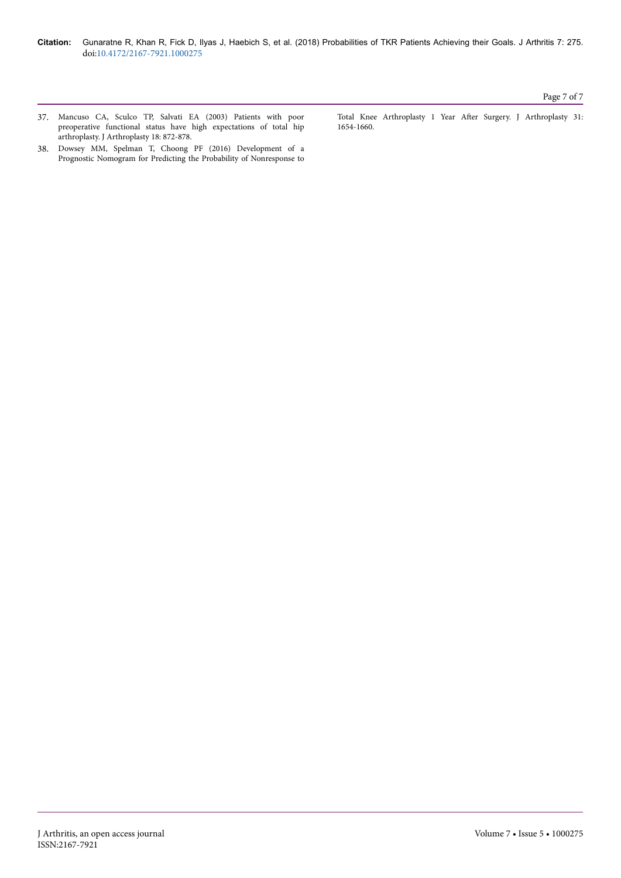37. Mancuso CA, Sculco TP, Salvati EA (2003) Patients with poor preoperative functional status have high expectations of total hip arthroplasty. J Arthroplasty 18: 872-878.
38. Dowsey MM, Spelman T, Choong PF (2016) Development of a Prognostic Nomogram for Predicting the Probability of Nonresponse to Total Knee Arthroplasty 1 Year After Surgery. J Arthroplasty 31: 1654-1660.